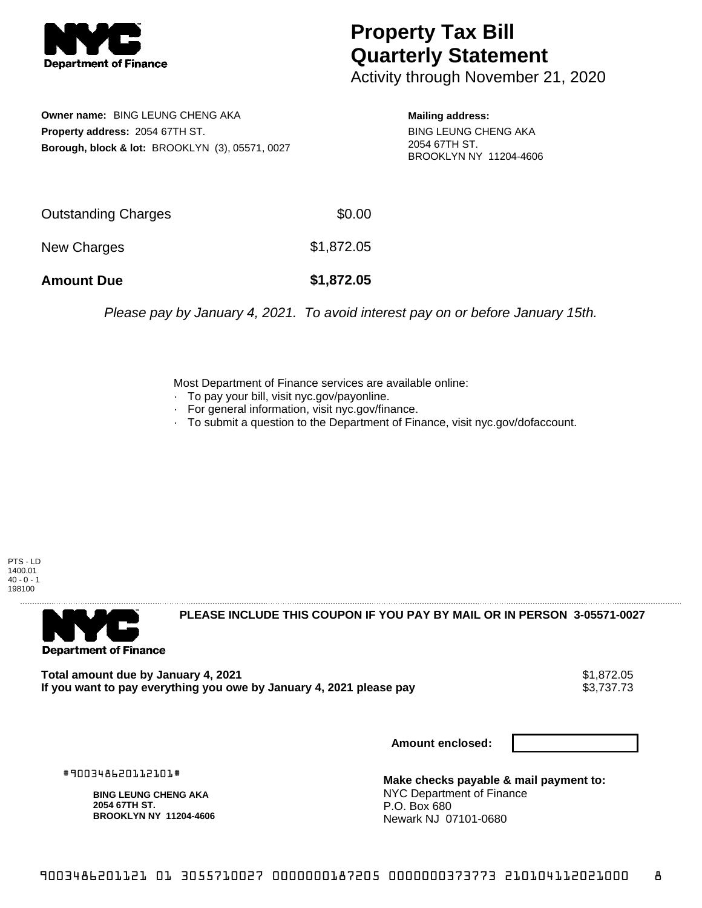# Property Tax Bill Quarterly Statement

Activity through November 21, 2020

**Owner name:** BING LEUNG CHENG AKA
**Property address:** 2054 67TH ST.
**Borough, block & lot:** BROOKLYN (3), 05571, 0027

**Mailing address:**
BING LEUNG CHENG AKA
2054 67TH ST.
BROOKLYN NY 11204-4606

| | |
|---|---|
| Outstanding Charges | $0.00 |
| New Charges | $1,872.05 |
| **Amount Due** | **$1,872.05** |

*Please pay by January 4, 2021. To avoid interest pay on or before January 15th.*

Most Department of Finance services are available online:
- To pay your bill, visit nyc.gov/payonline.
- For general information, visit nyc.gov/finance.
- To submit a question to the Department of Finance, visit nyc.gov/dofaccount.

PTS - LD
1400.01
40 - 0 - 1
198100

**PLEASE INCLUDE THIS COUPON IF YOU PAY BY MAIL OR IN PERSON 3-05571-0027**

| | |
|---|---|
| **Total amount due by January 4, 2021** | $1,872.05 |
| **If you want to pay everything you owe by January 4, 2021 please pay** | $3,737.73 |

**Amount enclosed:**

#900348620112101#

**BING LEUNG CHENG AKA**
**2054 67TH ST.**
**BROOKLYN NY 11204-4606**

**Make checks payable & mail payment to:**
NYC Department of Finance
P.O. Box 680
Newark NJ 07101-0680

9003486201121 01 3055710027 0000000187205 0000000373773 210104112021000 8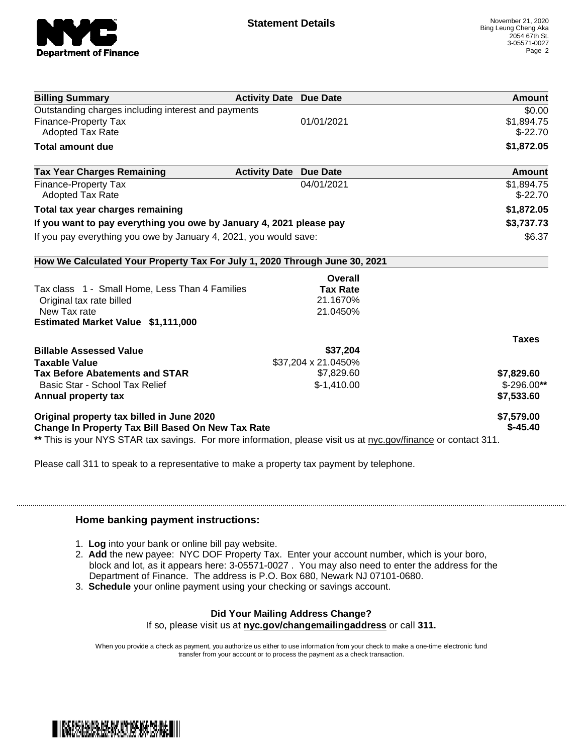**Department of Finance**

## Statement Details

November 21, 2020
Bing Leung Cheng Aka
2054 67th St.
3-05571-0027

| Billing Summary | Activity Date | Due Date | Amount |
|---|---|---|---|
| Outstanding charges including interest and payments | | | $0.00 |
| Finance-Property Tax | | 01/01/2021 | $1,894.75 |
| Adopted Tax Rate | | | $-22.70 |
| **Total amount due** | | | **$1,872.05** |

| Tax Year Charges Remaining | Activity Date | Due Date | Amount |
|---|---|---|---|
| Finance-Property Tax | | 04/01/2021 | $1,894.75 |
| Adopted Tax Rate | | | $-22.70 |
| **Total tax year charges remaining** | | | **$1,872.05** |
| **If you want to pay everything you owe by January 4, 2021 please pay** | | | **$3,737.73** |
| If you pay everything you owe by January 4, 2021, you would save: | | | $6.37 |

### How We Calculated Your Property Tax For July 1, 2020 Through June 30, 2021

| | Overall Tax Rate | |
|---|---|---|
| Tax class 1 - Small Home, Less Than 4 Families | | |
| Original tax rate billed | 21.1670% | |
| New Tax rate | 21.0450% | |
| **Estimated Market Value $1,111,000** | | |

| | | Taxes |
|---|---|---|
| **Billable Assessed Value** | **$37,204** | |
| **Taxable Value** | $37,204 x 21.0450% | |
| **Tax Before Abatements and STAR** | $7,829.60 | **$7,829.60** |
| Basic Star - School Tax Relief | $-1,410.00 | $-296.00** |
| **Annual property tax** | | **$7,533.60** |
| **Original property tax billed in June 2020** | | **$7,579.00** |
| **Change In Property Tax Bill Based On New Tax Rate** | | **$-45.40** |

** This is your NYS STAR tax savings. For more information, please visit us at nyc.gov/finance or contact 311.

Please call 311 to speak to a representative to make a property tax payment by telephone.

### Home banking payment instructions:

1. **Log** into your bank or online bill pay website.
2. **Add** the new payee: NYC DOF Property Tax. Enter your account number, which is your boro, block and lot, as it appears here: 3-05571-0027 . You may also need to enter the address for the Department of Finance. The address is P.O. Box 680, Newark NJ 07101-0680.
3. **Schedule** your online payment using your checking or savings account.

**Did Your Mailing Address Change?**

If so, please visit us at **nyc.gov/changemailingaddress** or call **311.**

When you provide a check as payment, you authorize us either to use information from your check to make a one-time electronic fund transfer from your account or to process the payment as a check transaction.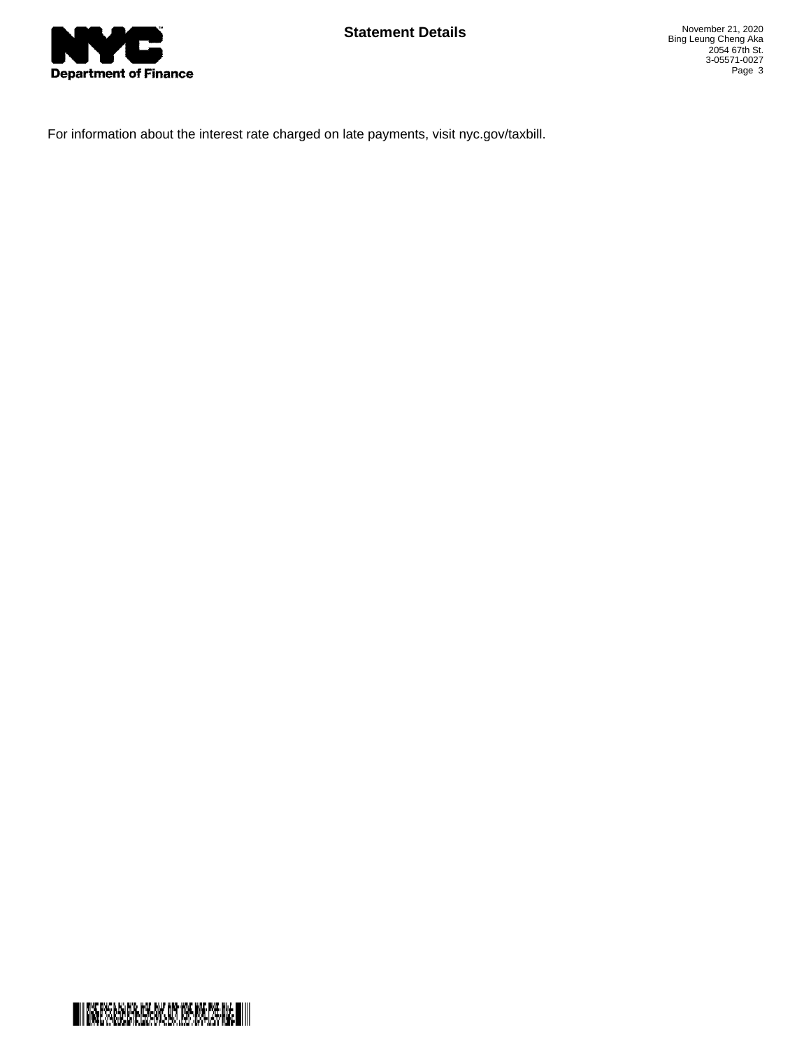For information about the interest rate charged on late payments, visit nyc.gov/taxbill.